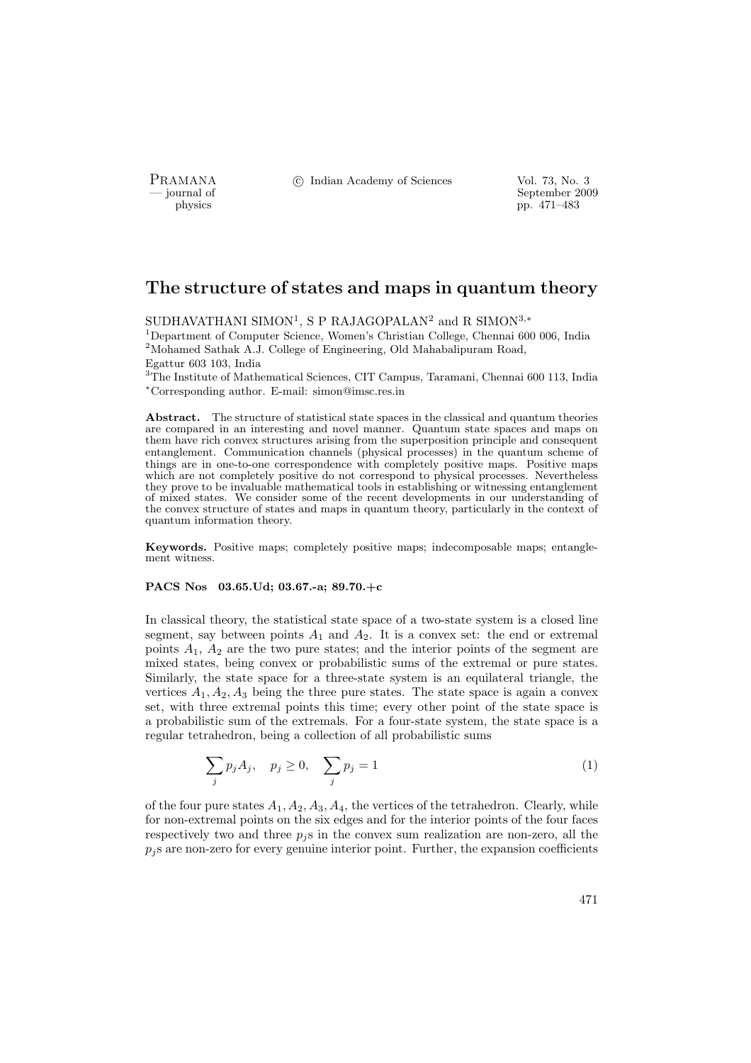# The structure of states and maps in quantum theory

SUDHAVATHANI SIMON[1], S P RAJAGOPALAN[2] and R SIMON[3,*]

[1]Department of Computer Science, Women's Christian College, Chennai 600 006, India
[2]Mohamed Sathak A.J. College of Engineering, Old Mahabalipuram Road, Egattur 603 103, India
[3]The Institute of Mathematical Sciences, CIT Campus, Taramani, Chennai 600 113, India
[*]Corresponding author. E-mail: simon@imsc.res.in

**Abstract.** The structure of statistical state spaces in the classical and quantum theories are compared in an interesting and novel manner. Quantum state spaces and maps on them have rich convex structures arising from the superposition principle and consequent entanglement. Communication channels (physical processes) in the quantum scheme of things are in one-to-one correspondence with completely positive maps. Positive maps which are not completely positive do not correspond to physical processes. Nevertheless they prove to be invaluable mathematical tools in establishing or witnessing entanglement of mixed states. We consider some of the recent developments in our understanding of the convex structure of states and maps in quantum theory, particularly in the context of quantum information theory.

**Keywords.** Positive maps; completely positive maps; indecomposable maps; entanglement witness.

**PACS Nos 03.65.Ud; 03.67.-a; 89.70.+c**

In classical theory, the statistical state space of a two-state system is a closed line segment, say between points $A_1$ and $A_2$. It is a convex set: the end or extremal points $A_1$, $A_2$ are the two pure states; and the interior points of the segment are mixed states, being convex or probabilistic sums of the extremal or pure states. Similarly, the state space for a three-state system is an equilateral triangle, the vertices $A_1, A_2, A_3$ being the three pure states. The state space is again a convex set, with three extremal points this time; every other point of the state space is a probabilistic sum of the extremals. For a four-state system, the state space is a regular tetrahedron, being a collection of all probabilistic sums

$$\sum_j p_j A_j, \quad p_j \geq 0, \quad \sum_j p_j = 1 \tag{1}$$

of the four pure states $A_1, A_2, A_3, A_4$, the vertices of the tetrahedron. Clearly, while for non-extremal points on the six edges and for the interior points of the four faces respectively two and three $p_j$s in the convex sum realization are non-zero, all the $p_j$s are non-zero for every genuine interior point. Further, the expansion coefficients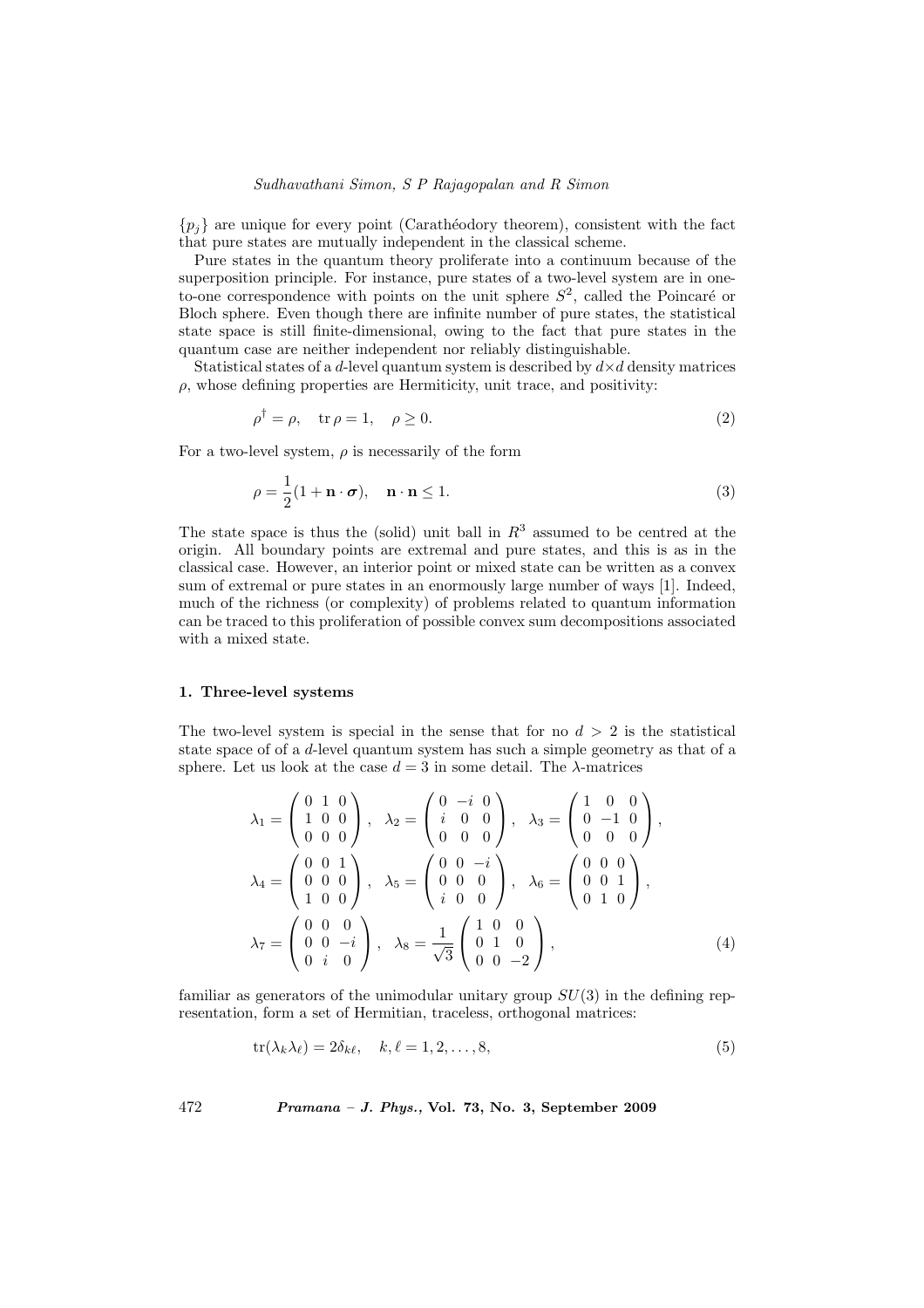$\{p_j\}$ are unique for every point (Carathéodory theorem), consistent with the fact that pure states are mutually independent in the classical scheme.

Pure states in the quantum theory proliferate into a continuum because of the superposition principle. For instance, pure states of a two-level system are in one-to-one correspondence with points on the unit sphere $S^2$, called the Poincaré or Bloch sphere. Even though there are infinite number of pure states, the statistical state space is still finite-dimensional, owing to the fact that pure states in the quantum case are neither independent nor reliably distinguishable.

Statistical states of a $d$-level quantum system is described by $d \times d$ density matrices $\rho$, whose defining properties are Hermiticity, unit trace, and positivity:

$$\rho^\dagger = \rho, \quad \mathrm{tr}\,\rho = 1, \quad \rho \geq 0. \tag{2}$$

For a two-level system, $\rho$ is necessarily of the form

$$\rho = \frac{1}{2}(1 + \mathbf{n} \cdot \boldsymbol{\sigma}), \quad \mathbf{n} \cdot \mathbf{n} \leq 1. \tag{3}$$

The state space is thus the (solid) unit ball in $R^3$ assumed to be centred at the origin. All boundary points are extremal and pure states, and this is as in the classical case. However, an interior point or mixed state can be written as a convex sum of extremal or pure states in an enormously large number of ways [1]. Indeed, much of the richness (or complexity) of problems related to quantum information can be traced to this proliferation of possible convex sum decompositions associated with a mixed state.

### 1. Three-level systems

The two-level system is special in the sense that for no $d > 2$ is the statistical state space of of a $d$-level quantum system has such a simple geometry as that of a sphere. Let us look at the case $d = 3$ in some detail. The $\lambda$-matrices

$$\lambda_1 = \begin{pmatrix} 0 & 1 & 0 \\ 1 & 0 & 0 \\ 0 & 0 & 0 \end{pmatrix}, \quad \lambda_2 = \begin{pmatrix} 0 & -i & 0 \\ i & 0 & 0 \\ 0 & 0 & 0 \end{pmatrix}, \quad \lambda_3 = \begin{pmatrix} 1 & 0 & 0 \\ 0 & -1 & 0 \\ 0 & 0 & 0 \end{pmatrix},$$

$$\lambda_4 = \begin{pmatrix} 0 & 0 & 1 \\ 0 & 0 & 0 \\ 1 & 0 & 0 \end{pmatrix}, \quad \lambda_5 = \begin{pmatrix} 0 & 0 & -i \\ 0 & 0 & 0 \\ i & 0 & 0 \end{pmatrix}, \quad \lambda_6 = \begin{pmatrix} 0 & 0 & 0 \\ 0 & 0 & 1 \\ 0 & 1 & 0 \end{pmatrix},$$

$$\lambda_7 = \begin{pmatrix} 0 & 0 & 0 \\ 0 & 0 & -i \\ 0 & i & 0 \end{pmatrix}, \quad \lambda_8 = \frac{1}{\sqrt{3}} \begin{pmatrix} 1 & 0 & 0 \\ 0 & 1 & 0 \\ 0 & 0 & -2 \end{pmatrix}, \tag{4}$$

familiar as generators of the unimodular unitary group $SU(3)$ in the defining representation, form a set of Hermitian, traceless, orthogonal matrices:

$$\mathrm{tr}(\lambda_k \lambda_\ell) = 2\delta_{k\ell}, \quad k, \ell = 1, 2, \ldots, 8, \tag{5}$$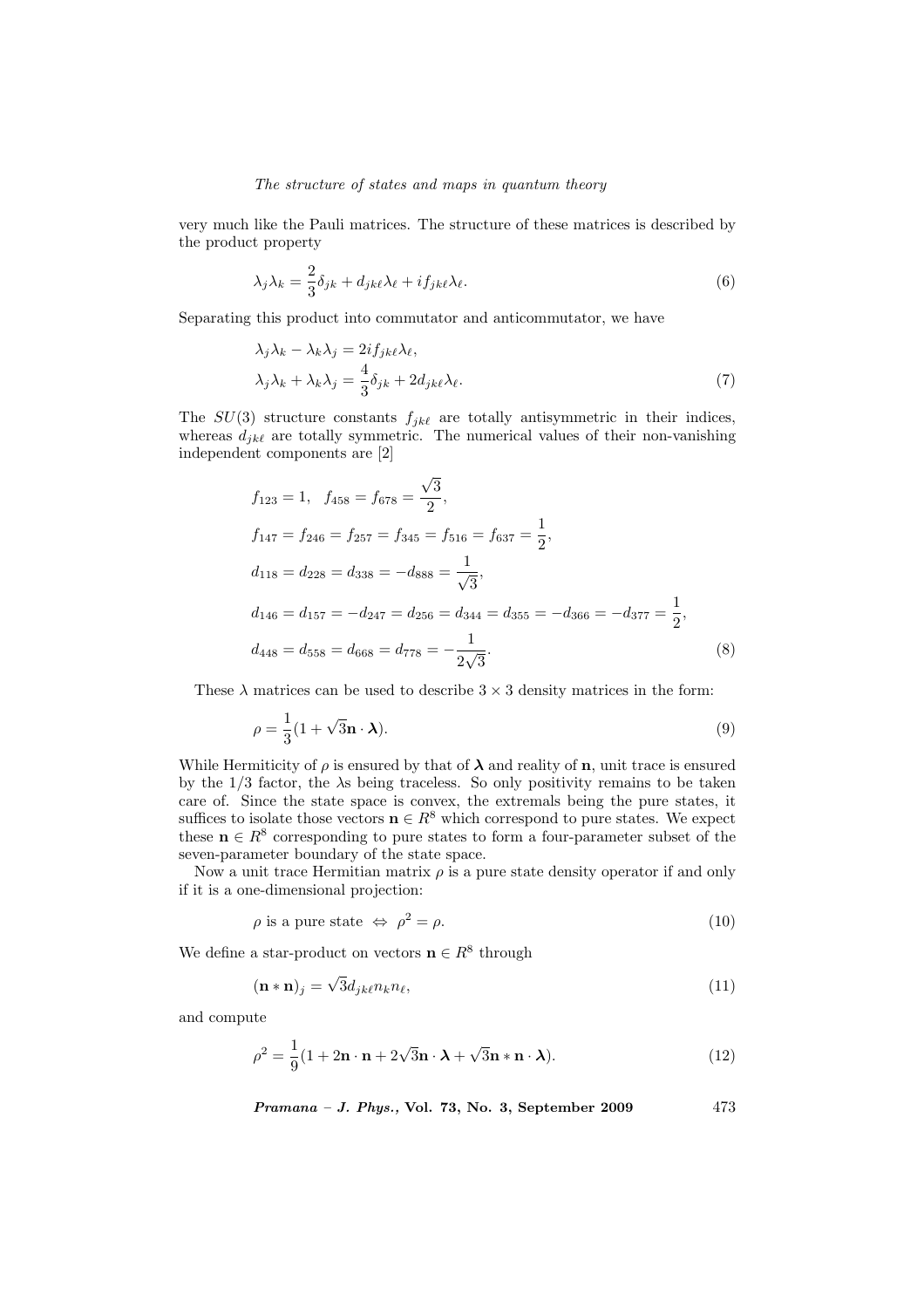very much like the Pauli matrices. The structure of these matrices is described by the product property

$$\lambda_j \lambda_k = \frac{2}{3}\delta_{jk} + d_{jk\ell}\lambda_\ell + i f_{jk\ell}\lambda_\ell. \tag{6}$$

Separating this product into commutator and anticommutator, we have

$$\begin{aligned}
&\lambda_j \lambda_k - \lambda_k \lambda_j = 2i f_{jk\ell}\lambda_\ell, \\
&\lambda_j \lambda_k + \lambda_k \lambda_j = \frac{4}{3}\delta_{jk} + 2 d_{jk\ell}\lambda_\ell.
\end{aligned} \tag{7}$$

The $SU(3)$ structure constants $f_{jk\ell}$ are totally antisymmetric in their indices, whereas $d_{jk\ell}$ are totally symmetric. The numerical values of their non-vanishing independent components are [2]

$$\begin{aligned}
&f_{123} = 1, \quad f_{458} = f_{678} = \frac{\sqrt{3}}{2}, \\
&f_{147} = f_{246} = f_{257} = f_{345} = f_{516} = f_{637} = \frac{1}{2}, \\
&d_{118} = d_{228} = d_{338} = -d_{888} = \frac{1}{\sqrt{3}}, \\
&d_{146} = d_{157} = -d_{247} = d_{256} = d_{344} = d_{355} = -d_{366} = -d_{377} = \frac{1}{2}, \\
&d_{448} = d_{558} = d_{668} = d_{778} = -\frac{1}{2\sqrt{3}}.
\end{aligned} \tag{8}$$

These $\lambda$ matrices can be used to describe $3 \times 3$ density matrices in the form:

$$\rho = \frac{1}{3}(1 + \sqrt{3}\mathbf{n} \cdot \boldsymbol{\lambda}). \tag{9}$$

While Hermiticity of $\rho$ is ensured by that of $\boldsymbol{\lambda}$ and reality of $\mathbf{n}$, unit trace is ensured by the 1/3 factor, the $\lambda$s being traceless. So only positivity remains to be taken care of. Since the state space is convex, the extremals being the pure states, it suffices to isolate those vectors $\mathbf{n} \in R^8$ which correspond to pure states. We expect these $\mathbf{n} \in R^8$ corresponding to pure states to form a four-parameter subset of the seven-parameter boundary of the state space.

Now a unit trace Hermitian matrix $\rho$ is a pure state density operator if and only if it is a one-dimensional projection:

$$\rho \text{ is a pure state } \Leftrightarrow \rho^2 = \rho. \tag{10}$$

We define a star-product on vectors $\mathbf{n} \in R^8$ through

$$(\mathbf{n} * \mathbf{n})_j = \sqrt{3} d_{jk\ell} n_k n_\ell, \tag{11}$$

and compute

$$\rho^2 = \frac{1}{9}(1 + 2\mathbf{n} \cdot \mathbf{n} + 2\sqrt{3}\mathbf{n} \cdot \boldsymbol{\lambda} + \sqrt{3}\mathbf{n} * \mathbf{n} \cdot \boldsymbol{\lambda}). \tag{12}$$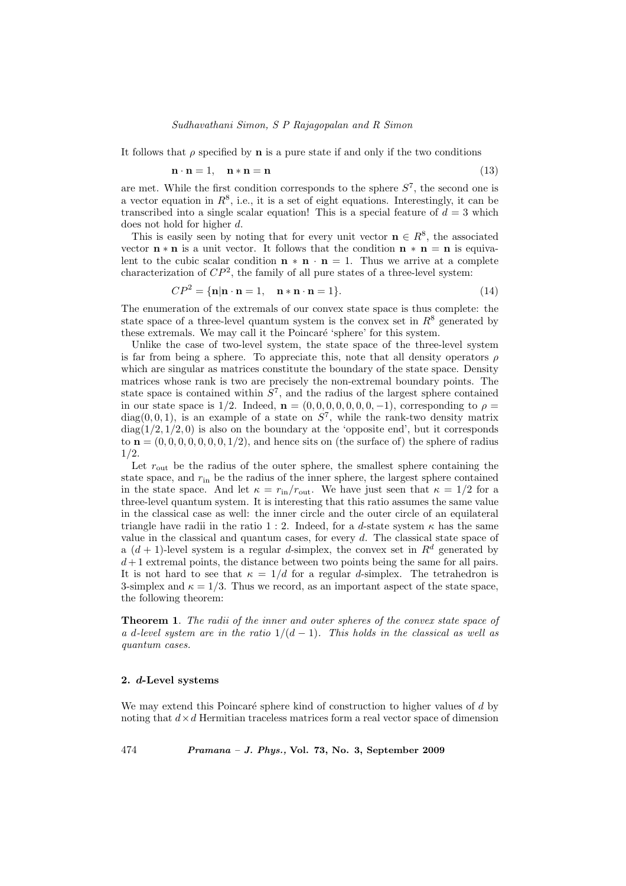It follows that $\rho$ specified by $\mathbf{n}$ is a pure state if and only if the two conditions

$$\mathbf{n} \cdot \mathbf{n} = 1, \quad \mathbf{n} * \mathbf{n} = \mathbf{n} \tag{13}$$

are met. While the first condition corresponds to the sphere $S^7$, the second one is a vector equation in $R^8$, i.e., it is a set of eight equations. Interestingly, it can be transcribed into a single scalar equation! This is a special feature of $d = 3$ which does not hold for higher $d$.

This is easily seen by noting that for every unit vector $\mathbf{n} \in R^8$, the associated vector $\mathbf{n} * \mathbf{n}$ is a unit vector. It follows that the condition $\mathbf{n} * \mathbf{n} = \mathbf{n}$ is equivalent to the cubic scalar condition $\mathbf{n} * \mathbf{n} \cdot \mathbf{n} = 1$. Thus we arrive at a complete characterization of $CP^2$, the family of all pure states of a three-level system:

$$CP^2 = \{\mathbf{n} | \mathbf{n} \cdot \mathbf{n} = 1, \quad \mathbf{n} * \mathbf{n} \cdot \mathbf{n} = 1\}. \tag{14}$$

The enumeration of the extremals of our convex state space is thus complete: the state space of a three-level quantum system is the convex set in $R^8$ generated by these extremals. We may call it the Poincaré 'sphere' for this system.

Unlike the case of two-level system, the state space of the three-level system is far from being a sphere. To appreciate this, note that all density operators $\rho$ which are singular as matrices constitute the boundary of the state space. Density matrices whose rank is two are precisely the non-extremal boundary points. The state space is contained within $S^7$, and the radius of the largest sphere contained in our state space is $1/2$. Indeed, $\mathbf{n} = (0, 0, 0, 0, 0, 0, 0, -1)$, corresponding to $\rho = \text{diag}(0, 0, 1)$, is an example of a state on $S^7$, while the rank-two density matrix $\text{diag}(1/2, 1/2, 0)$ is also on the boundary at the 'opposite end', but it corresponds to $\mathbf{n} = (0, 0, 0, 0, 0, 0, 0, 1/2)$, and hence sits on (the surface of) the sphere of radius $1/2$.

Let $r_{\text{out}}$ be the radius of the outer sphere, the smallest sphere containing the state space, and $r_{\text{in}}$ be the radius of the inner sphere, the largest sphere contained in the state space. And let $\kappa = r_{\text{in}}/r_{\text{out}}$. We have just seen that $\kappa = 1/2$ for a three-level quantum system. It is interesting that this ratio assumes the same value in the classical case as well: the inner circle and the outer circle of an equilateral triangle have radii in the ratio $1 : 2$. Indeed, for a $d$-state system $\kappa$ has the same value in the classical and quantum cases, for every $d$. The classical state space of a $(d+1)$-level system is a regular $d$-simplex, the convex set in $R^d$ generated by $d+1$ extremal points, the distance between two points being the same for all pairs. It is not hard to see that $\kappa = 1/d$ for a regular $d$-simplex. The tetrahedron is 3-simplex and $\kappa = 1/3$. Thus we record, as an important aspect of the state space, the following theorem:

**Theorem 1**. *The radii of the inner and outer spheres of the convex state space of a $d$-level system are in the ratio $1/(d-1)$. This holds in the classical as well as quantum cases.*

## 2. $d$-Level systems

We may extend this Poincaré sphere kind of construction to higher values of $d$ by noting that $d \times d$ Hermitian traceless matrices form a real vector space of dimension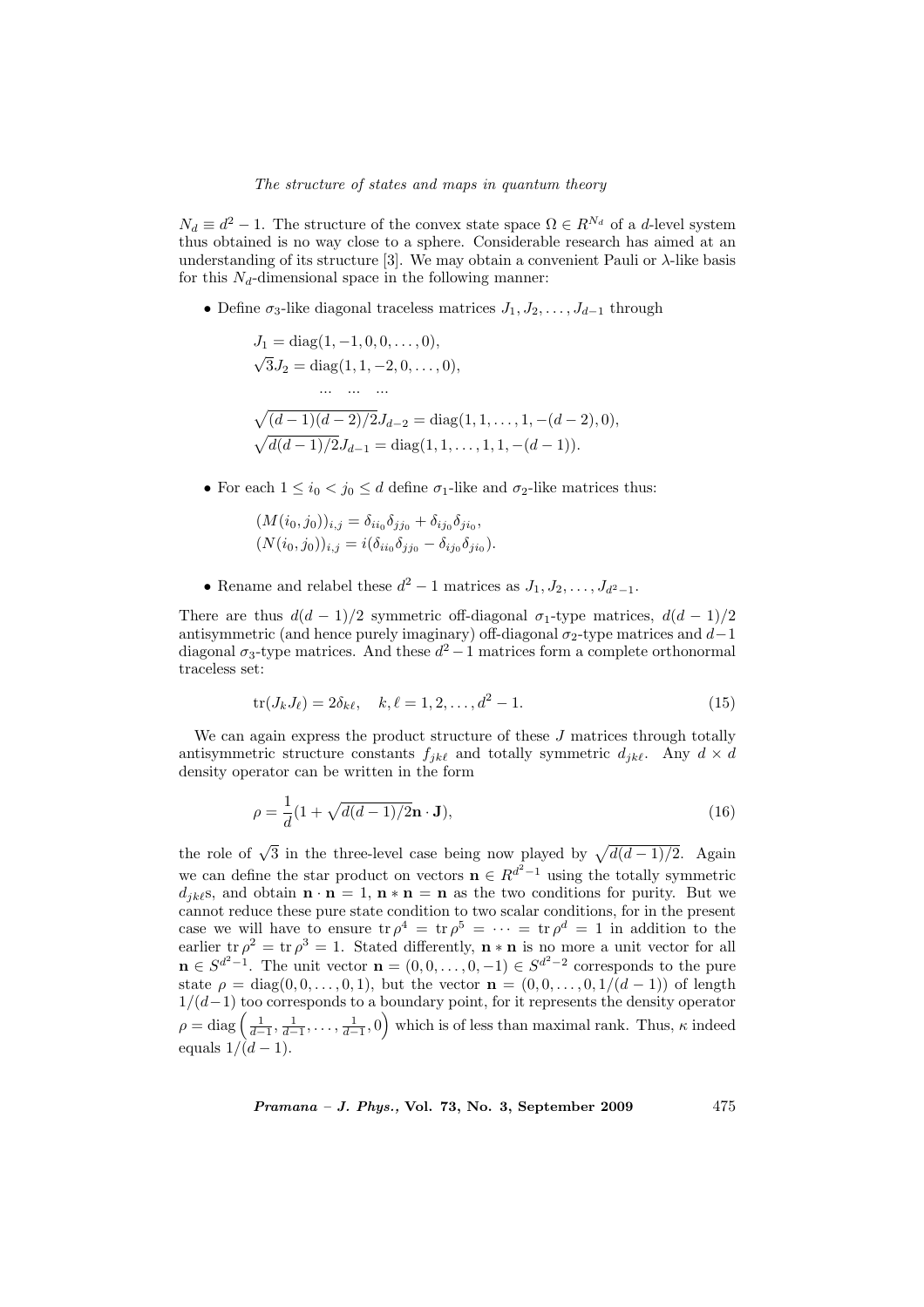$N_d \equiv d^2 - 1$. The structure of the convex state space $\Omega \in R^{N_d}$ of a $d$-level system thus obtained is no way close to a sphere. Considerable research has aimed at an understanding of its structure [3]. We may obtain a convenient Pauli or $\lambda$-like basis for this $N_d$-dimensional space in the following manner:

- Define $\sigma_3$-like diagonal traceless matrices $J_1, J_2, \ldots, J_{d-1}$ through

$$
\begin{aligned}
&J_1 = \mathrm{diag}(1, -1, 0, 0, \ldots, 0),\\
&\sqrt{3}J_2 = \mathrm{diag}(1, 1, -2, 0, \ldots, 0),\\
&\qquad \ldots \quad \ldots \quad \ldots\\
&\sqrt{(d-1)(d-2)/2}J_{d-2} = \mathrm{diag}(1, 1, \ldots, 1, -(d-2), 0),\\
&\sqrt{d(d-1)/2}J_{d-1} = \mathrm{diag}(1, 1, \ldots, 1, 1, -(d-1)).
\end{aligned}
$$

- For each $1 \leq i_0 < j_0 \leq d$ define $\sigma_1$-like and $\sigma_2$-like matrices thus:

$$
\begin{aligned}
&(M(i_0, j_0))_{i,j} = \delta_{ii_0}\delta_{jj_0} + \delta_{ij_0}\delta_{ji_0},\\
&(N(i_0, j_0))_{i,j} = i(\delta_{ii_0}\delta_{jj_0} - \delta_{ij_0}\delta_{ji_0}).
\end{aligned}
$$

- Rename and relabel these $d^2 - 1$ matrices as $J_1, J_2, \ldots, J_{d^2-1}$.

There are thus $d(d-1)/2$ symmetric off-diagonal $\sigma_1$-type matrices, $d(d-1)/2$ antisymmetric (and hence purely imaginary) off-diagonal $\sigma_2$-type matrices and $d-1$ diagonal $\sigma_3$-type matrices. And these $d^2 - 1$ matrices form a complete orthonormal traceless set:

$$
\mathrm{tr}(J_k J_\ell) = 2\delta_{k\ell}, \quad k, \ell = 1, 2, \ldots, d^2 - 1. \tag{15}
$$

We can again express the product structure of these $J$ matrices through totally antisymmetric structure constants $f_{jk\ell}$ and totally symmetric $d_{jk\ell}$. Any $d \times d$ density operator can be written in the form

$$
\rho = \frac{1}{d}(1 + \sqrt{d(d-1)/2}\,\mathbf{n} \cdot \mathbf{J}), \tag{16}
$$

the role of $\sqrt{3}$ in the three-level case being now played by $\sqrt{d(d-1)/2}$. Again we can define the star product on vectors $\mathbf{n} \in R^{d^2-1}$ using the totally symmetric $d_{jk\ell}$s, and obtain $\mathbf{n} \cdot \mathbf{n} = 1$, $\mathbf{n} * \mathbf{n} = \mathbf{n}$ as the two conditions for purity. But we cannot reduce these pure state condition to two scalar conditions, for in the present case we will have to ensure $\mathrm{tr}\,\rho^4 = \mathrm{tr}\,\rho^5 = \cdots = \mathrm{tr}\,\rho^d = 1$ in addition to the earlier $\mathrm{tr}\,\rho^2 = \mathrm{tr}\,\rho^3 = 1$. Stated differently, $\mathbf{n} * \mathbf{n}$ is no more a unit vector for all $\mathbf{n} \in S^{d^2-1}$. The unit vector $\mathbf{n} = (0, 0, \ldots, 0, -1) \in S^{d^2-2}$ corresponds to the pure state $\rho = \mathrm{diag}(0, 0, \ldots, 0, 1)$, but the vector $\mathbf{n} = (0, 0, \ldots, 0, 1/(d-1))$ of length $1/(d-1)$ too corresponds to a boundary point, for it represents the density operator $\rho = \mathrm{diag}\left(\frac{1}{d-1}, \frac{1}{d-1}, \ldots, \frac{1}{d-1}, 0\right)$ which is of less than maximal rank. Thus, $\kappa$ indeed equals $1/(d-1)$.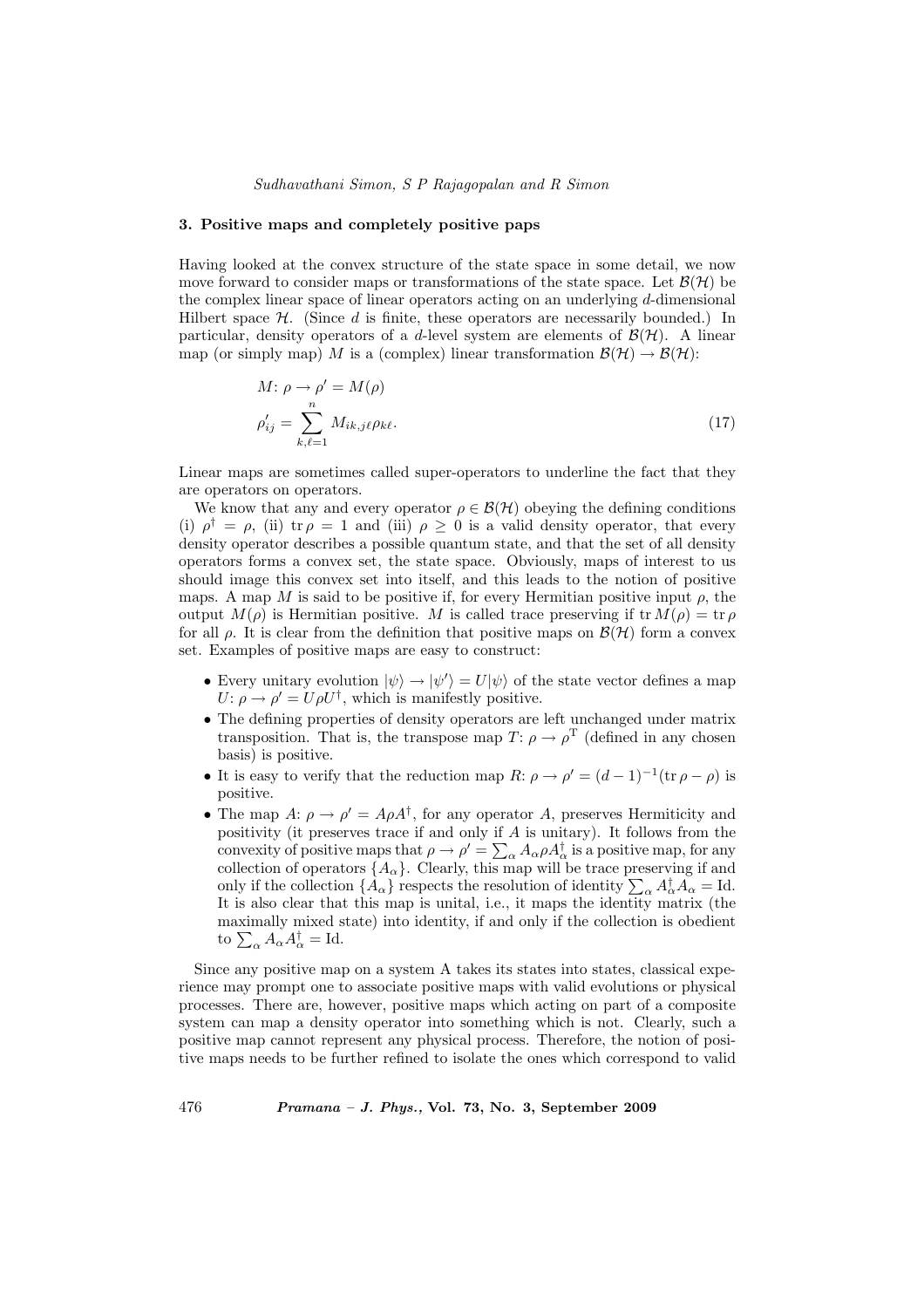### 3. Positive maps and completely positive paps

Having looked at the convex structure of the state space in some detail, we now move forward to consider maps or transformations of the state space. Let $\mathcal{B}(\mathcal{H})$ be the complex linear space of linear operators acting on an underlying $d$-dimensional Hilbert space $\mathcal{H}$. (Since $d$ is finite, these operators are necessarily bounded.) In particular, density operators of a $d$-level system are elements of $\mathcal{B}(\mathcal{H})$. A linear map (or simply map) $M$ is a (complex) linear transformation $\mathcal{B}(\mathcal{H}) \to \mathcal{B}(\mathcal{H})$:

$$
\begin{aligned}
&M\colon \rho \to \rho' = M(\rho) \\
&\rho'_{ij} = \sum_{k,\ell=1}^{n} M_{ik,j\ell}\,\rho_{k\ell}.
\end{aligned}
\tag{17}
$$

Linear maps are sometimes called super-operators to underline the fact that they are operators on operators.

We know that any and every operator $\rho \in \mathcal{B}(\mathcal{H})$ obeying the defining conditions (i) $\rho^\dagger = \rho$, (ii) $\operatorname{tr}\rho = 1$ and (iii) $\rho \geq 0$ is a valid density operator, that every density operator describes a possible quantum state, and that the set of all density operators forms a convex set, the state space. Obviously, maps of interest to us should image this convex set into itself, and this leads to the notion of positive maps. A map $M$ is said to be positive if, for every Hermitian positive input $\rho$, the output $M(\rho)$ is Hermitian positive. $M$ is called trace preserving if $\operatorname{tr} M(\rho) = \operatorname{tr}\rho$ for all $\rho$. It is clear from the definition that positive maps on $\mathcal{B}(\mathcal{H})$ form a convex set. Examples of positive maps are easy to construct:

- Every unitary evolution $|\psi\rangle \to |\psi'\rangle = U|\psi\rangle$ of the state vector defines a map $U\colon \rho \to \rho' = U\rho U^\dagger$, which is manifestly positive.
- The defining properties of density operators are left unchanged under matrix transposition. That is, the transpose map $T\colon \rho \to \rho^{\mathrm{T}}$ (defined in any chosen basis) is positive.
- It is easy to verify that the reduction map $R\colon \rho \to \rho' = (d-1)^{-1}(\operatorname{tr}\rho - \rho)$ is positive.
- The map $A\colon \rho \to \rho' = A\rho A^\dagger$, for any operator $A$, preserves Hermiticity and positivity (it preserves trace if and only if $A$ is unitary). It follows from the convexity of positive maps that $\rho \to \rho' = \sum_\alpha A_\alpha \rho A_\alpha^\dagger$ is a positive map, for any collection of operators $\{A_\alpha\}$. Clearly, this map will be trace preserving if and only if the collection $\{A_\alpha\}$ respects the resolution of identity $\sum_\alpha A_\alpha^\dagger A_\alpha = \mathrm{Id}$. It is also clear that this map is unital, i.e., it maps the identity matrix (the maximally mixed state) into identity, if and only if the collection is obedient to $\sum_\alpha A_\alpha A_\alpha^\dagger = \mathrm{Id}$.

Since any positive map on a system A takes its states into states, classical experience may prompt one to associate positive maps with valid evolutions or physical processes. There are, however, positive maps which acting on part of a composite system can map a density operator into something which is not. Clearly, such a positive map cannot represent any physical process. Therefore, the notion of positive maps needs to be further refined to isolate the ones which correspond to valid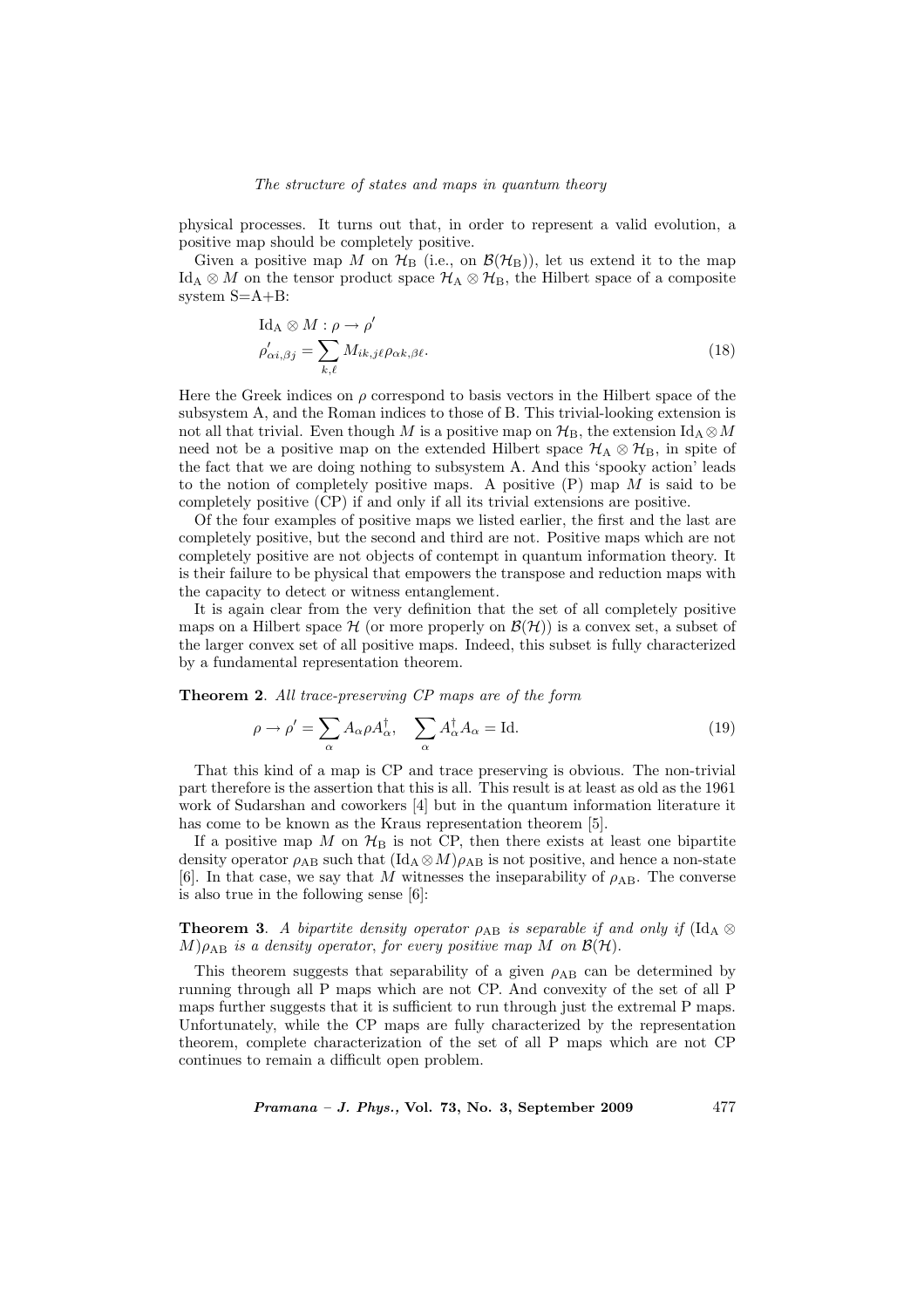physical processes. It turns out that, in order to represent a valid evolution, a positive map should be completely positive.

Given a positive map $M$ on $\mathcal{H}_B$ (i.e., on $\mathcal{B}(\mathcal{H}_B)$), let us extend it to the map $\text{Id}_A \otimes M$ on the tensor product space $\mathcal{H}_A \otimes \mathcal{H}_B$, the Hilbert space of a composite system S=A+B:

$$\begin{aligned}
&\text{Id}_A \otimes M : \rho \to \rho' \\
&\rho'_{\alpha i, \beta j} = \sum_{k,\ell} M_{ik,j\ell} \rho_{\alpha k, \beta \ell}.
\end{aligned} \tag{18}$$

Here the Greek indices on $\rho$ correspond to basis vectors in the Hilbert space of the subsystem A, and the Roman indices to those of B. This trivial-looking extension is not all that trivial. Even though $M$ is a positive map on $\mathcal{H}_B$, the extension $\text{Id}_A \otimes M$ need not be a positive map on the extended Hilbert space $\mathcal{H}_A \otimes \mathcal{H}_B$, in spite of the fact that we are doing nothing to subsystem A. And this 'spooky action' leads to the notion of completely positive maps. A positive (P) map $M$ is said to be completely positive (CP) if and only if all its trivial extensions are positive.

Of the four examples of positive maps we listed earlier, the first and the last are completely positive, but the second and third are not. Positive maps which are not completely positive are not objects of contempt in quantum information theory. It is their failure to be physical that empowers the transpose and reduction maps with the capacity to detect or witness entanglement.

It is again clear from the very definition that the set of all completely positive maps on a Hilbert space $\mathcal{H}$ (or more properly on $\mathcal{B}(\mathcal{H})$) is a convex set, a subset of the larger convex set of all positive maps. Indeed, this subset is fully characterized by a fundamental representation theorem.

**Theorem 2**. *All trace-preserving CP maps are of the form*

$$\rho \to \rho' = \sum_\alpha A_\alpha \rho A_\alpha^\dagger, \quad \sum_\alpha A_\alpha^\dagger A_\alpha = \text{Id}. \tag{19}$$

That this kind of a map is CP and trace preserving is obvious. The non-trivial part therefore is the assertion that this is all. This result is at least as old as the 1961 work of Sudarshan and coworkers [4] but in the quantum information literature it has come to be known as the Kraus representation theorem [5].

If a positive map $M$ on $\mathcal{H}_B$ is not CP, then there exists at least one bipartite density operator $\rho_{AB}$ such that $(\text{Id}_A \otimes M)\rho_{AB}$ is not positive, and hence a non-state [6]. In that case, we say that $M$ witnesses the inseparability of $\rho_{AB}$. The converse is also true in the following sense [6]:

**Theorem 3**. *A bipartite density operator $\rho_{AB}$ is separable if and only if $(\text{Id}_A \otimes M)\rho_{AB}$ is a density operator, for every positive map $M$ on $\mathcal{B}(\mathcal{H})$.*

This theorem suggests that separability of a given $\rho_{AB}$ can be determined by running through all P maps which are not CP. And convexity of the set of all P maps further suggests that it is sufficient to run through just the extremal P maps. Unfortunately, while the CP maps are fully characterized by the representation theorem, complete characterization of the set of all P maps which are not CP continues to remain a difficult open problem.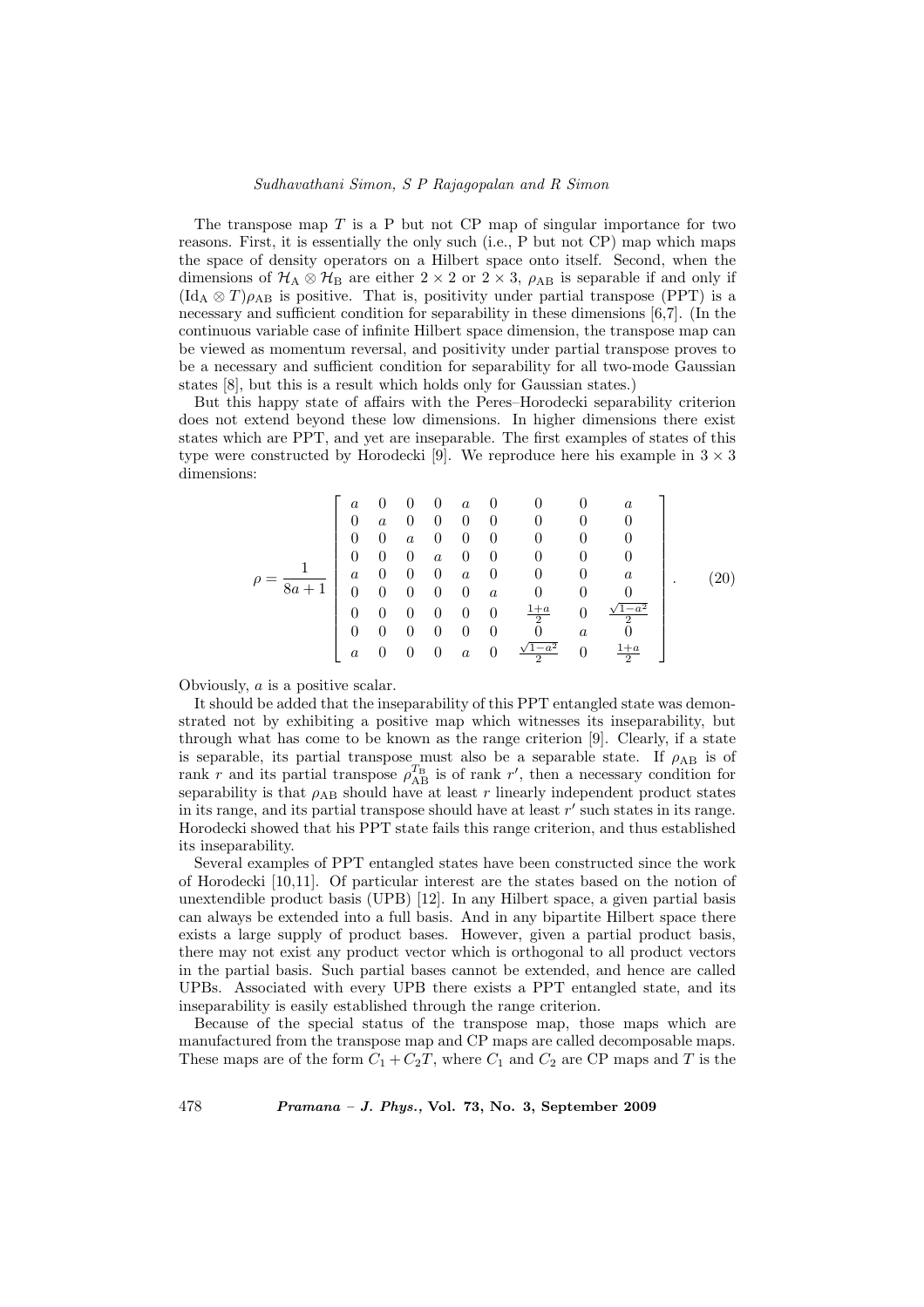The transpose map $T$ is a P but not CP map of singular importance for two reasons. First, it is essentially the only such (i.e., P but not CP) map which maps the space of density operators on a Hilbert space onto itself. Second, when the dimensions of $\mathcal{H}_{\rm A} \otimes \mathcal{H}_{\rm B}$ are either $2 \times 2$ or $2 \times 3$, $\rho_{\rm AB}$ is separable if and only if $(\mathrm{Id}_{\rm A} \otimes T)\rho_{\rm AB}$ is positive. That is, positivity under partial transpose (PPT) is a necessary and sufficient condition for separability in these dimensions [6,7]. (In the continuous variable case of infinite Hilbert space dimension, the transpose map can be viewed as momentum reversal, and positivity under partial transpose proves to be a necessary and sufficient condition for separability for all two-mode Gaussian states [8], but this is a result which holds only for Gaussian states.)

But this happy state of affairs with the Peres–Horodecki separability criterion does not extend beyond these low dimensions. In higher dimensions there exist states which are PPT, and yet are inseparable. The first examples of states of this type were constructed by Horodecki [9]. We reproduce here his example in $3 \times 3$ dimensions:

$$
\rho = \frac{1}{8a+1}\left[\begin{array}{ccccccccc}
a & 0 & 0 & 0 & a & 0 & 0 & 0 & a \\
0 & a & 0 & 0 & 0 & 0 & 0 & 0 & 0 \\
0 & 0 & a & 0 & 0 & 0 & 0 & 0 & 0 \\
0 & 0 & 0 & a & 0 & 0 & 0 & 0 & 0 \\
a & 0 & 0 & 0 & a & 0 & 0 & 0 & a \\
0 & 0 & 0 & 0 & 0 & a & 0 & 0 & 0 \\
0 & 0 & 0 & 0 & 0 & 0 & \frac{1+a}{2} & 0 & \frac{\sqrt{1-a^2}}{2} \\
0 & 0 & 0 & 0 & 0 & 0 & 0 & a & 0 \\
a & 0 & 0 & 0 & a & 0 & \frac{\sqrt{1-a^2}}{2} & 0 & \frac{1+a}{2}
\end{array}\right]. \tag{20}
$$

Obviously, $a$ is a positive scalar.

It should be added that the inseparability of this PPT entangled state was demonstrated not by exhibiting a positive map which witnesses its inseparability, but through what has come to be known as the range criterion [9]. Clearly, if a state is separable, its partial transpose must also be a separable state. If $\rho_{\rm AB}$ is of rank $r$ and its partial transpose $\rho_{\rm AB}^{T_{\rm B}}$ is of rank $r'$, then a necessary condition for separability is that $\rho_{\rm AB}$ should have at least $r$ linearly independent product states in its range, and its partial transpose should have at least $r'$ such states in its range. Horodecki showed that his PPT state fails this range criterion, and thus established its inseparability.

Several examples of PPT entangled states have been constructed since the work of Horodecki [10,11]. Of particular interest are the states based on the notion of unextendible product basis (UPB) [12]. In any Hilbert space, a given partial basis can always be extended into a full basis. And in any bipartite Hilbert space there exists a large supply of product bases. However, given a partial product basis, there may not exist any product vector which is orthogonal to all product vectors in the partial basis. Such partial bases cannot be extended, and hence are called UPBs. Associated with every UPB there exists a PPT entangled state, and its inseparability is easily established through the range criterion.

Because of the special status of the transpose map, those maps which are manufactured from the transpose map and CP maps are called decomposable maps. These maps are of the form $C_1 + C_2 T$, where $C_1$ and $C_2$ are CP maps and $T$ is the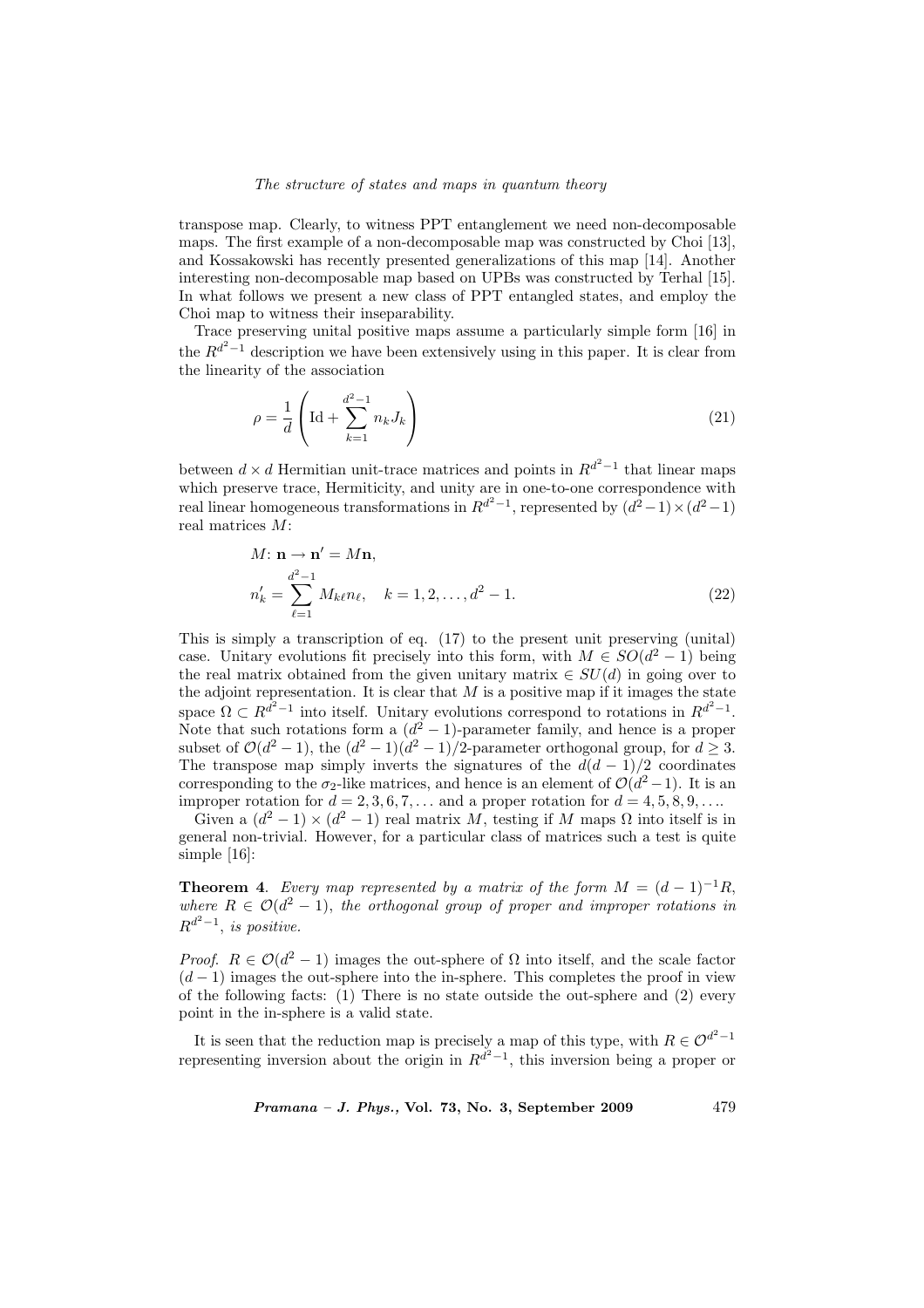transpose map. Clearly, to witness PPT entanglement we need non-decomposable maps. The first example of a non-decomposable map was constructed by Choi [13], and Kossakowski has recently presented generalizations of this map [14]. Another interesting non-decomposable map based on UPBs was constructed by Terhal [15]. In what follows we present a new class of PPT entangled states, and employ the Choi map to witness their inseparability.

Trace preserving unital positive maps assume a particularly simple form [16] in the $R^{d^2-1}$ description we have been extensively using in this paper. It is clear from the linearity of the association

$$\rho = \frac{1}{d}\left(\mathrm{Id} + \sum_{k=1}^{d^2-1} n_k J_k\right) \tag{21}$$

between $d \times d$ Hermitian unit-trace matrices and points in $R^{d^2-1}$ that linear maps which preserve trace, Hermiticity, and unity are in one-to-one correspondence with real linear homogeneous transformations in $R^{d^2-1}$, represented by $(d^2-1)\times(d^2-1)$ real matrices $M$:

$$\begin{aligned} &M\colon \mathbf{n} \to \mathbf{n}' = M\mathbf{n}, \\ &n'_k = \sum_{\ell=1}^{d^2-1} M_{k\ell} n_\ell, \quad k = 1, 2, \ldots, d^2-1. \end{aligned} \tag{22}$$

This is simply a transcription of eq. (17) to the present unit preserving (unital) case. Unitary evolutions fit precisely into this form, with $M \in SO(d^2-1)$ being the real matrix obtained from the given unitary matrix $\in SU(d)$ in going over to the adjoint representation. It is clear that $M$ is a positive map if it images the state space $\Omega \subset R^{d^2-1}$ into itself. Unitary evolutions correspond to rotations in $R^{d^2-1}$. Note that such rotations form a $(d^2-1)$-parameter family, and hence is a proper subset of $\mathcal{O}(d^2-1)$, the $(d^2-1)(d^2-1)/2$-parameter orthogonal group, for $d \geq 3$. The transpose map simply inverts the signatures of the $d(d-1)/2$ coordinates corresponding to the $\sigma_2$-like matrices, and hence is an element of $\mathcal{O}(d^2-1)$. It is an improper rotation for $d = 2, 3, 6, 7, \ldots$ and a proper rotation for $d = 4, 5, 8, 9, \ldots$.

Given a $(d^2-1)\times(d^2-1)$ real matrix $M$, testing if $M$ maps $\Omega$ into itself is in general non-trivial. However, for a particular class of matrices such a test is quite simple [16]:

**Theorem 4**. *Every map represented by a matrix of the form $M = (d-1)^{-1}R$, where $R \in \mathcal{O}(d^2-1)$, the orthogonal group of proper and improper rotations in $R^{d^2-1}$, is positive.*

*Proof.* $R \in \mathcal{O}(d^2-1)$ images the out-sphere of $\Omega$ into itself, and the scale factor $(d-1)$ images the out-sphere into the in-sphere. This completes the proof in view of the following facts: (1) There is no state outside the out-sphere and (2) every point in the in-sphere is a valid state.

It is seen that the reduction map is precisely a map of this type, with $R \in \mathcal{O}^{d^2-1}$ representing inversion about the origin in $R^{d^2-1}$, this inversion being a proper or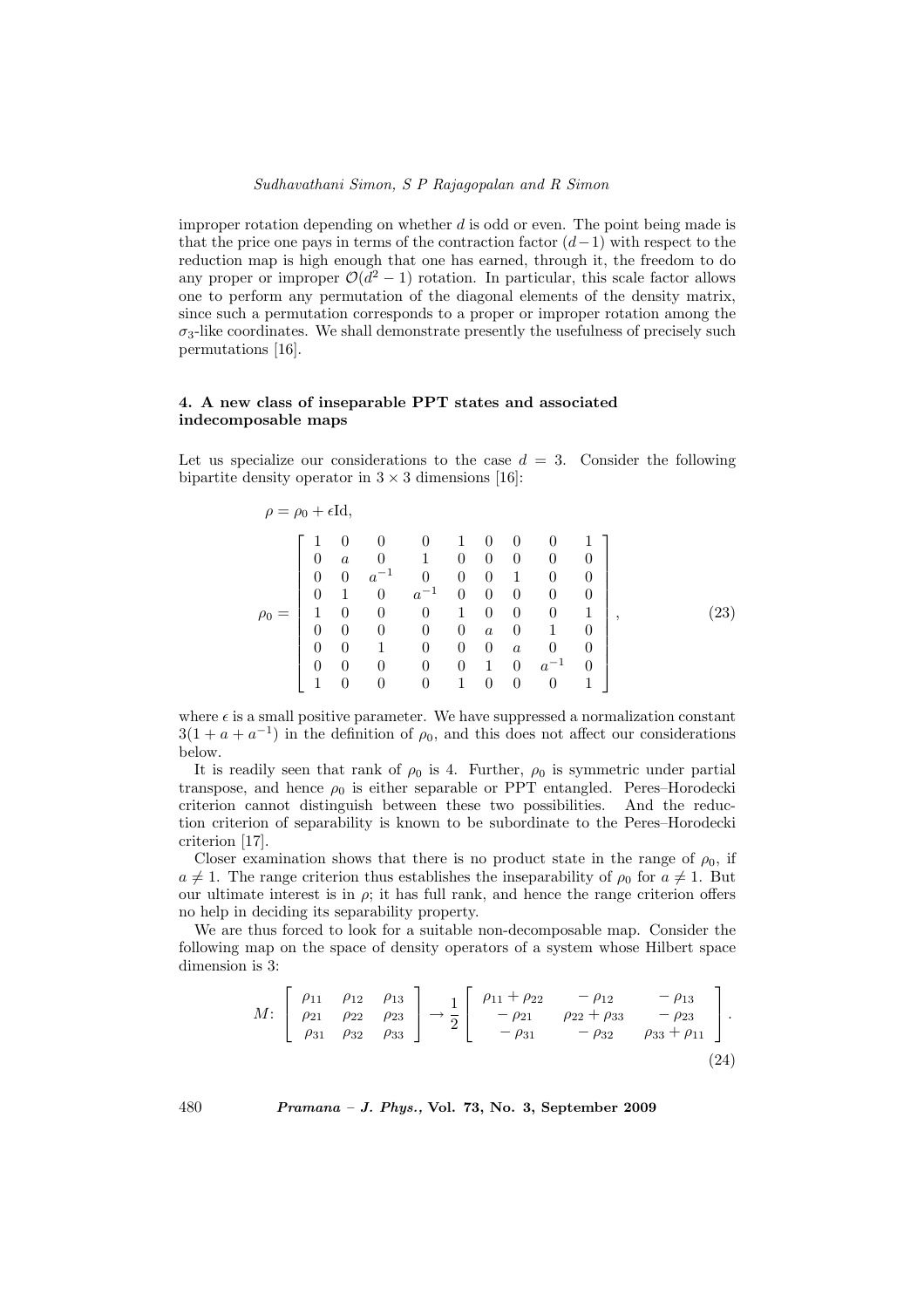improper rotation depending on whether $d$ is odd or even. The point being made is that the price one pays in terms of the contraction factor $(d-1)$ with respect to the reduction map is high enough that one has earned, through it, the freedom to do any proper or improper $\mathcal{O}(d^2-1)$ rotation. In particular, this scale factor allows one to perform any permutation of the diagonal elements of the density matrix, since such a permutation corresponds to a proper or improper rotation among the $\sigma_3$-like coordinates. We shall demonstrate presently the usefulness of precisely such permutations [16].

## 4. A new class of inseparable PPT states and associated indecomposable maps

Let us specialize our considerations to the case $d = 3$. Consider the following bipartite density operator in $3 \times 3$ dimensions [16]:

$$\rho = \rho_0 + \epsilon \mathrm{Id},$$

$$\rho_0 = \begin{bmatrix} 1 & 0 & 0 & 0 & 1 & 0 & 0 & 0 & 1 \\ 0 & a & 0 & 1 & 0 & 0 & 0 & 0 & 0 \\ 0 & 0 & a^{-1} & 0 & 0 & 0 & 1 & 0 & 0 \\ 0 & 1 & 0 & a^{-1} & 0 & 0 & 0 & 0 & 0 \\ 1 & 0 & 0 & 0 & 1 & 0 & 0 & 0 & 1 \\ 0 & 0 & 0 & 0 & 0 & a & 0 & 1 & 0 \\ 0 & 0 & 1 & 0 & 0 & 0 & a & 0 & 0 \\ 0 & 0 & 0 & 0 & 0 & 1 & 0 & a^{-1} & 0 \\ 1 & 0 & 0 & 0 & 1 & 0 & 0 & 0 & 1 \end{bmatrix}, \tag{23}$$

where $\epsilon$ is a small positive parameter. We have suppressed a normalization constant $3(1 + a + a^{-1})$ in the definition of $\rho_0$, and this does not affect our considerations below.

It is readily seen that rank of $\rho_0$ is 4. Further, $\rho_0$ is symmetric under partial transpose, and hence $\rho_0$ is either separable or PPT entangled. Peres–Horodecki criterion cannot distinguish between these two possibilities. And the reduction criterion of separability is known to be subordinate to the Peres–Horodecki criterion [17].

Closer examination shows that there is no product state in the range of $\rho_0$, if $a \neq 1$. The range criterion thus establishes the inseparability of $\rho_0$ for $a \neq 1$. But our ultimate interest is in $\rho$; it has full rank, and hence the range criterion offers no help in deciding its separability property.

We are thus forced to look for a suitable non-decomposable map. Consider the following map on the space of density operators of a system whose Hilbert space dimension is 3:

$$M\colon \begin{bmatrix} \rho_{11} & \rho_{12} & \rho_{13} \\ \rho_{21} & \rho_{22} & \rho_{23} \\ \rho_{31} & \rho_{32} & \rho_{33} \end{bmatrix} \to \frac{1}{2} \begin{bmatrix} \rho_{11} + \rho_{22} & -\rho_{12} & -\rho_{13} \\ -\rho_{21} & \rho_{22} + \rho_{33} & -\rho_{23} \\ -\rho_{31} & -\rho_{32} & \rho_{33} + \rho_{11} \end{bmatrix}. \tag{24}$$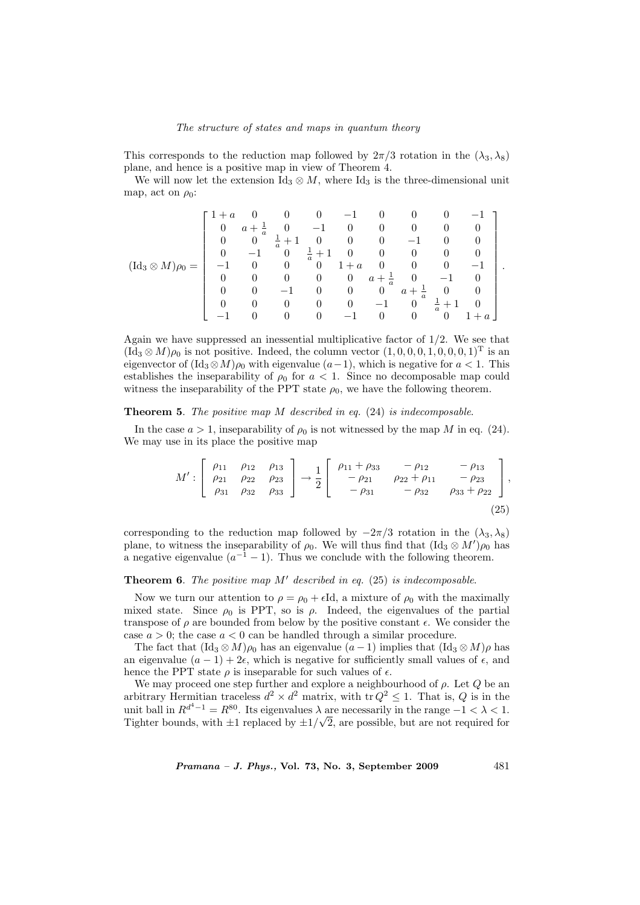This corresponds to the reduction map followed by $2\pi/3$ rotation in the $(\lambda_3, \lambda_8)$ plane, and hence is a positive map in view of Theorem 4.

We will now let the extension $\mathrm{Id}_3 \otimes M$, where $\mathrm{Id}_3$ is the three-dimensional unit map, act on $\rho_0$:

$$
(\mathrm{Id}_3 \otimes M)\rho_0 = \begin{bmatrix}
1+a & 0 & 0 & 0 & -1 & 0 & 0 & 0 & -1 \\
0 & a+\frac{1}{a} & 0 & -1 & 0 & 0 & 0 & 0 & 0 \\
0 & 0 & \frac{1}{a}+1 & 0 & 0 & 0 & -1 & 0 & 0 \\
0 & -1 & 0 & \frac{1}{a}+1 & 0 & 0 & 0 & 0 & 0 \\
-1 & 0 & 0 & 0 & 1+a & 0 & 0 & 0 & -1 \\
0 & 0 & 0 & 0 & 0 & a+\frac{1}{a} & 0 & -1 & 0 \\
0 & 0 & -1 & 0 & 0 & 0 & a+\frac{1}{a} & 0 & 0 \\
0 & 0 & 0 & 0 & 0 & -1 & 0 & \frac{1}{a}+1 & 0 \\
-1 & 0 & 0 & 0 & -1 & 0 & 0 & 0 & 1+a
\end{bmatrix}.
$$

Again we have suppressed an inessential multiplicative factor of $1/2$. We see that $(\mathrm{Id}_3 \otimes M)\rho_0$ is not positive. Indeed, the column vector $(1,0,0,0,1,0,0,0,1)^{\mathrm{T}}$ is an eigenvector of $(\mathrm{Id}_3 \otimes M)\rho_0$ with eigenvalue $(a-1)$, which is negative for $a < 1$. This establishes the inseparability of $\rho_0$ for $a < 1$. Since no decomposable map could witness the inseparability of the PPT state $\rho_0$, we have the following theorem.

**Theorem 5**. *The positive map $M$ described in eq. (24) is indecomposable.*

In the case $a > 1$, inseparability of $\rho_0$ is not witnessed by the map $M$ in eq. (24). We may use in its place the positive map

$$
M' : \begin{bmatrix}
\rho_{11} & \rho_{12} & \rho_{13} \\
\rho_{21} & \rho_{22} & \rho_{23} \\
\rho_{31} & \rho_{32} & \rho_{33}
\end{bmatrix} \rightarrow \frac{1}{2} \begin{bmatrix}
\rho_{11}+\rho_{33} & -\rho_{12} & -\rho_{13} \\
-\rho_{21} & \rho_{22}+\rho_{11} & -\rho_{23} \\
-\rho_{31} & -\rho_{32} & \rho_{33}+\rho_{22}
\end{bmatrix}, \tag{25}
$$

corresponding to the reduction map followed by $-2\pi/3$ rotation in the $(\lambda_3, \lambda_8)$ plane, to witness the inseparability of $\rho_0$. We will thus find that $(\mathrm{Id}_3 \otimes M')\rho_0$ has a negative eigenvalue $(a^{-1} - 1)$. Thus we conclude with the following theorem.

**Theorem 6**. *The positive map $M'$ described in eq. (25) is indecomposable.*

Now we turn our attention to $\rho = \rho_0 + \epsilon \mathrm{Id}$, a mixture of $\rho_0$ with the maximally mixed state. Since $\rho_0$ is PPT, so is $\rho$. Indeed, the eigenvalues of the partial transpose of $\rho$ are bounded from below by the positive constant $\epsilon$. We consider the case $a > 0$; the case $a < 0$ can be handled through a similar procedure.

The fact that $(\mathrm{Id}_3 \otimes M)\rho_0$ has an eigenvalue $(a-1)$ implies that $(\mathrm{Id}_3 \otimes M)\rho$ has an eigenvalue $(a-1) + 2\epsilon$, which is negative for sufficiently small values of $\epsilon$, and hence the PPT state $\rho$ is inseparable for such values of $\epsilon$.

We may proceed one step further and explore a neighbourhood of $\rho$. Let $Q$ be an arbitrary Hermitian traceless $d^2 \times d^2$ matrix, with $\mathrm{tr}\, Q^2 \leq 1$. That is, $Q$ is in the unit ball in $R^{d^4-1} = R^{80}$. Its eigenvalues $\lambda$ are necessarily in the range $-1 < \lambda < 1$. Tighter bounds, with $\pm 1$ replaced by $\pm 1/\sqrt{2}$, are possible, but are not required for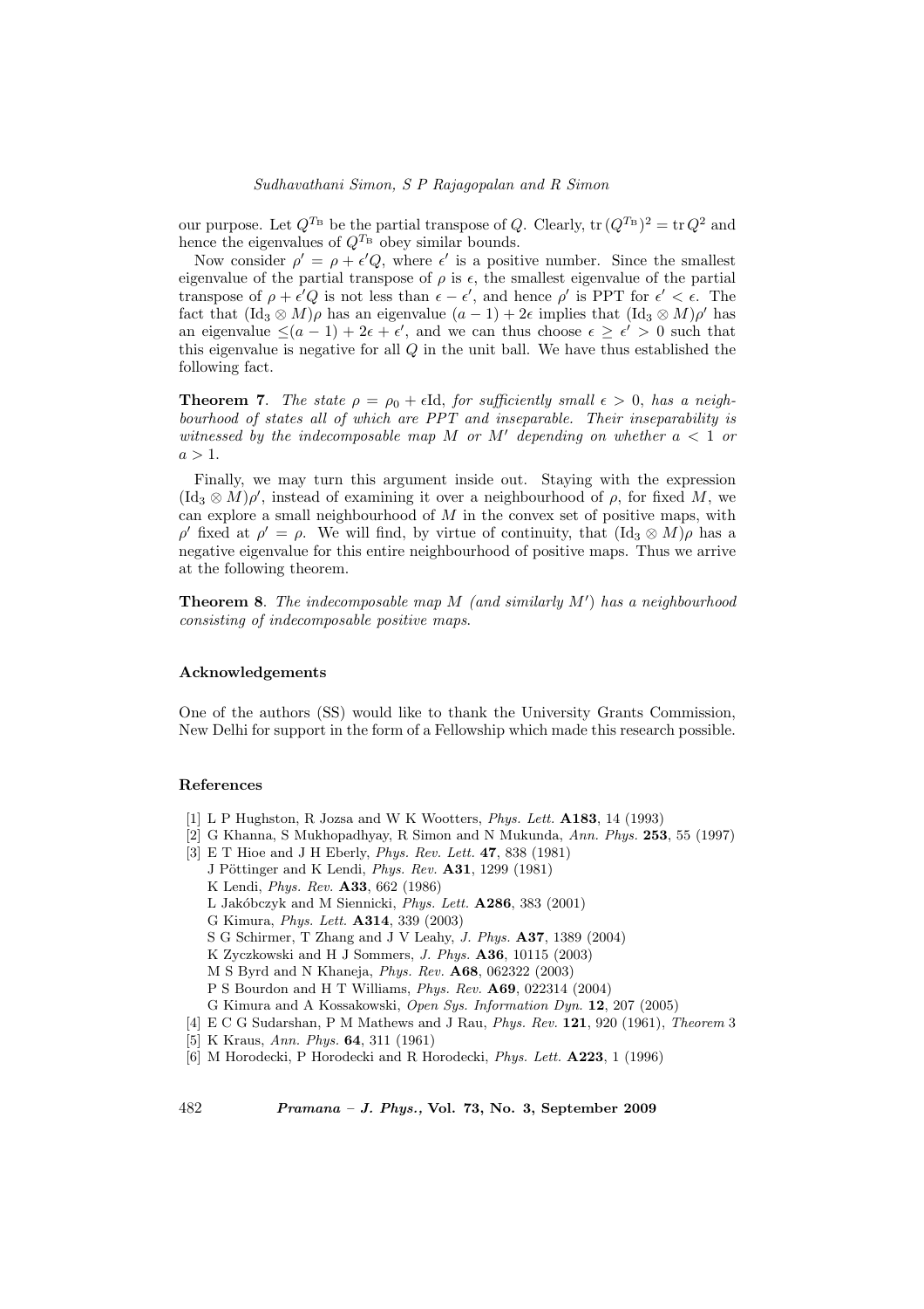our purpose. Let $Q^{T_{\rm B}}$ be the partial transpose of $Q$. Clearly, $\mathrm{tr}\,(Q^{T_{\rm B}})^2 = \mathrm{tr}\,Q^2$ and hence the eigenvalues of $Q^{T_{\rm B}}$ obey similar bounds.

Now consider $\rho' = \rho + \epsilon' Q$, where $\epsilon'$ is a positive number. Since the smallest eigenvalue of the partial transpose of $\rho$ is $\epsilon$, the smallest eigenvalue of the partial transpose of $\rho + \epsilon' Q$ is not less than $\epsilon - \epsilon'$, and hence $\rho'$ is PPT for $\epsilon' < \epsilon$. The fact that $(\mathrm{Id}_3 \otimes M)\rho$ has an eigenvalue $(a-1) + 2\epsilon$ implies that $(\mathrm{Id}_3 \otimes M)\rho'$ has an eigenvalue $\leq (a-1) + 2\epsilon + \epsilon'$, and we can thus choose $\epsilon \geq \epsilon' > 0$ such that this eigenvalue is negative for all $Q$ in the unit ball. We have thus established the following fact.

**Theorem 7**. *The state $\rho = \rho_0 + \epsilon\mathrm{Id}$, for sufficiently small $\epsilon > 0$, has a neighbourhood of states all of which are PPT and inseparable. Their inseparability is witnessed by the indecomposable map $M$ or $M'$ depending on whether $a < 1$ or $a > 1$.*

Finally, we may turn this argument inside out. Staying with the expression $(\mathrm{Id}_3 \otimes M)\rho'$, instead of examining it over a neighbourhood of $\rho$, for fixed $M$, we can explore a small neighbourhood of $M$ in the convex set of positive maps, with $\rho'$ fixed at $\rho' = \rho$. We will find, by virtue of continuity, that $(\mathrm{Id}_3 \otimes M)\rho$ has a negative eigenvalue for this entire neighbourhood of positive maps. Thus we arrive at the following theorem.

**Theorem 8**. *The indecomposable map $M$ (and similarly $M'$) has a neighbourhood consisting of indecomposable positive maps.*

### Acknowledgements

One of the authors (SS) would like to thank the University Grants Commission, New Delhi for support in the form of a Fellowship which made this research possible.

### References

[1] L P Hughston, R Jozsa and W K Wootters, *Phys. Lett.* **A183**, 14 (1993)

[2] G Khanna, S Mukhopadhyay, R Simon and N Mukunda, *Ann. Phys.* **253**, 55 (1997)

[3] E T Hioe and J H Eberly, *Phys. Rev. Lett.* **47**, 838 (1981)
J Pöttinger and K Lendi, *Phys. Rev.* **A31**, 1299 (1981)
K Lendi, *Phys. Rev.* **A33**, 662 (1986)
L Jakóbczyk and M Siennicki, *Phys. Lett.* **A286**, 383 (2001)
G Kimura, *Phys. Lett.* **A314**, 339 (2003)
S G Schirmer, T Zhang and J V Leahy, *J. Phys.* **A37**, 1389 (2004)
K Zyczkowski and H J Sommers, *J. Phys.* **A36**, 10115 (2003)
M S Byrd and N Khaneja, *Phys. Rev.* **A68**, 062322 (2003)
P S Bourdon and H T Williams, *Phys. Rev.* **A69**, 022314 (2004)
G Kimura and A Kossakowski, *Open Sys. Information Dyn.* **12**, 207 (2005)

[4] E C G Sudarshan, P M Mathews and J Rau, *Phys. Rev.* **121**, 920 (1961), *Theorem* 3

[5] K Kraus, *Ann. Phys.* **64**, 311 (1961)

[6] M Horodecki, P Horodecki and R Horodecki, *Phys. Lett.* **A223**, 1 (1996)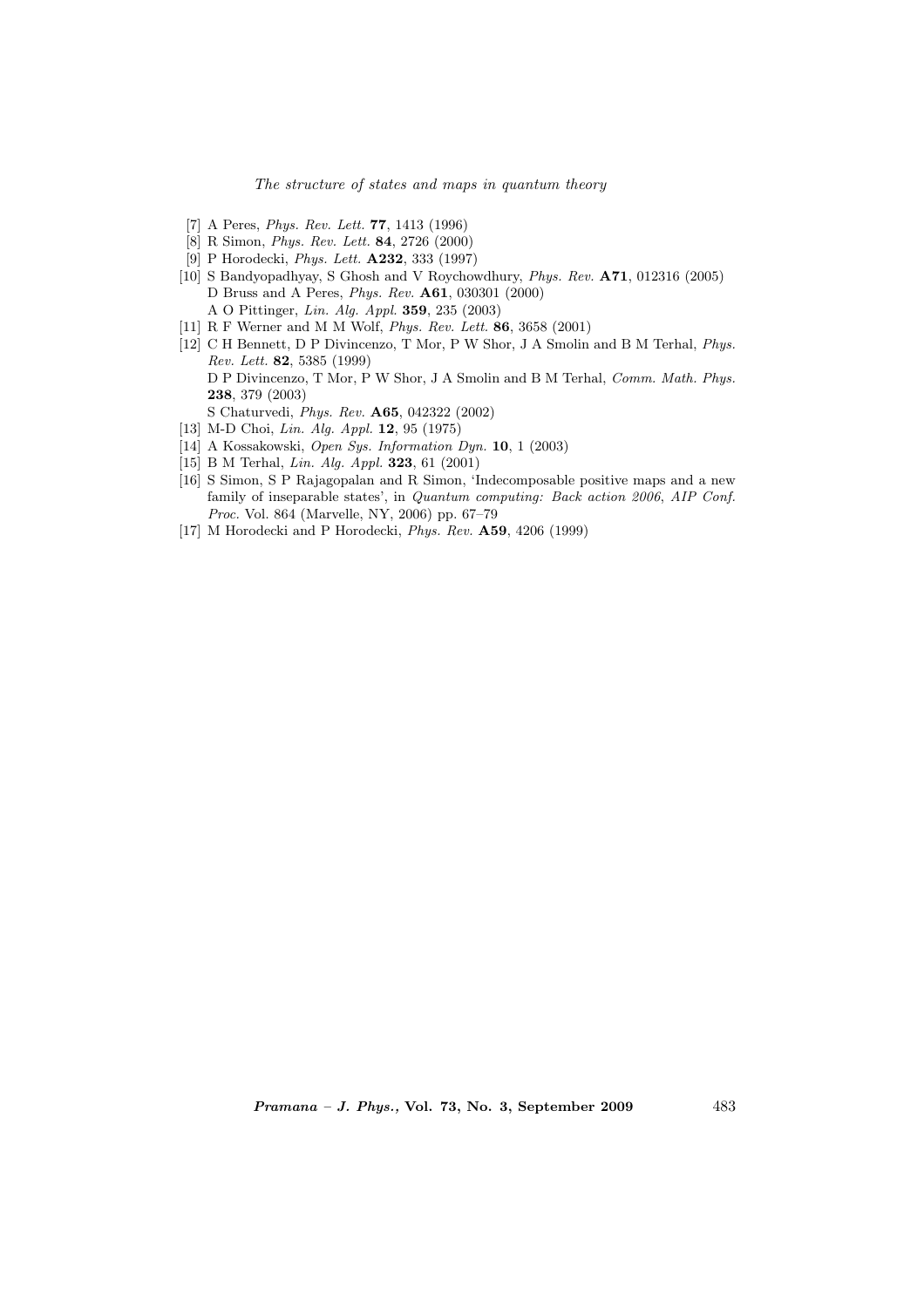[7] A Peres, *Phys. Rev. Lett.* **77**, 1413 (1996)

[8] R Simon, *Phys. Rev. Lett.* **84**, 2726 (2000)

[9] P Horodecki, *Phys. Lett.* **A232**, 333 (1997)

[10] S Bandyopadhyay, S Ghosh and V Roychowdhury, *Phys. Rev.* **A71**, 012316 (2005)
D Bruss and A Peres, *Phys. Rev.* **A61**, 030301 (2000)
A O Pittinger, *Lin. Alg. Appl.* **359**, 235 (2003)

[11] R F Werner and M M Wolf, *Phys. Rev. Lett.* **86**, 3658 (2001)

[12] C H Bennett, D P Divincenzo, T Mor, P W Shor, J A Smolin and B M Terhal, *Phys. Rev. Lett.* **82**, 5385 (1999)
D P Divincenzo, T Mor, P W Shor, J A Smolin and B M Terhal, *Comm. Math. Phys.* **238**, 379 (2003)
S Chaturvedi, *Phys. Rev.* **A65**, 042322 (2002)

[13] M-D Choi, *Lin. Alg. Appl.* **12**, 95 (1975)

[14] A Kossakowski, *Open Sys. Information Dyn.* **10**, 1 (2003)

[15] B M Terhal, *Lin. Alg. Appl.* **323**, 61 (2001)

[16] S Simon, S P Rajagopalan and R Simon, 'Indecomposable positive maps and a new family of inseparable states', in *Quantum computing: Back action 2006*, *AIP Conf. Proc.* Vol. 864 (Marvelle, NY, 2006) pp. 67–79

[17] M Horodecki and P Horodecki, *Phys. Rev.* **A59**, 4206 (1999)